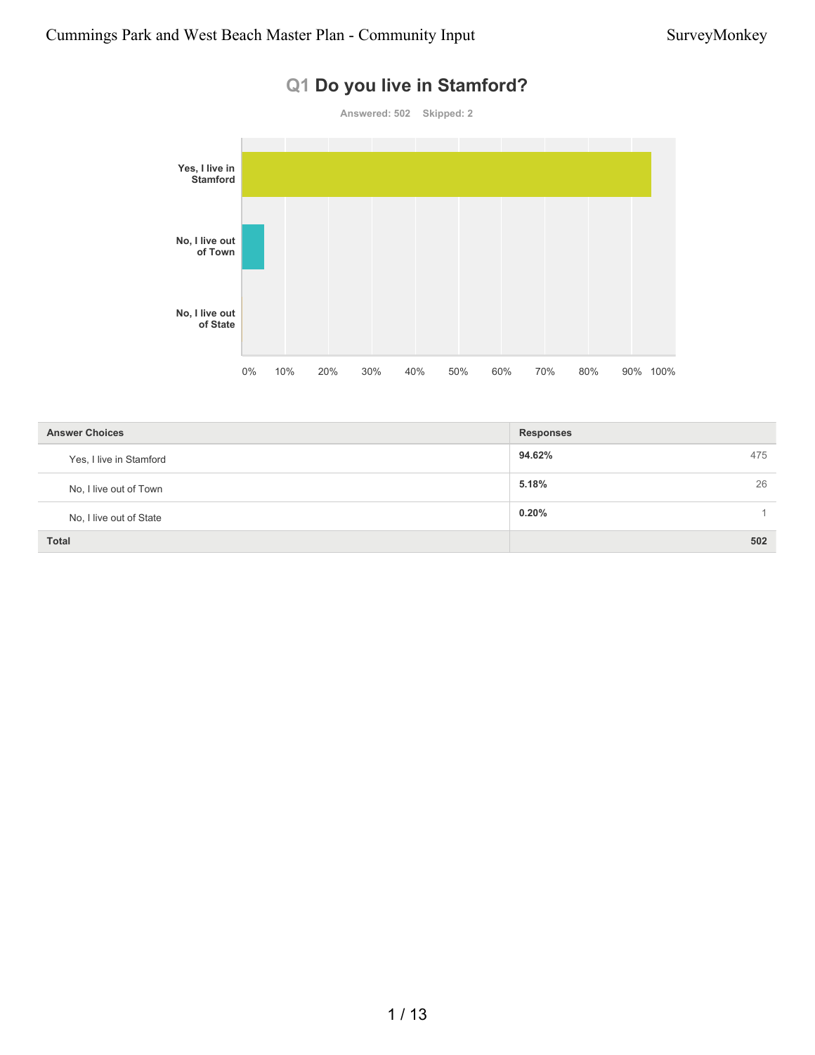## Q1 Do you live in Stamford?

Answered: 502 Skipped: 2

| Answer Choices | Responses | |
|---|---|---|
| Yes, I live in Stamford | 94.62% | 475 |
| No, I live out of Town | 5.18% | 26 |
| No, I live out of State | 0.20% | 1 |
| **Total** | | **502** |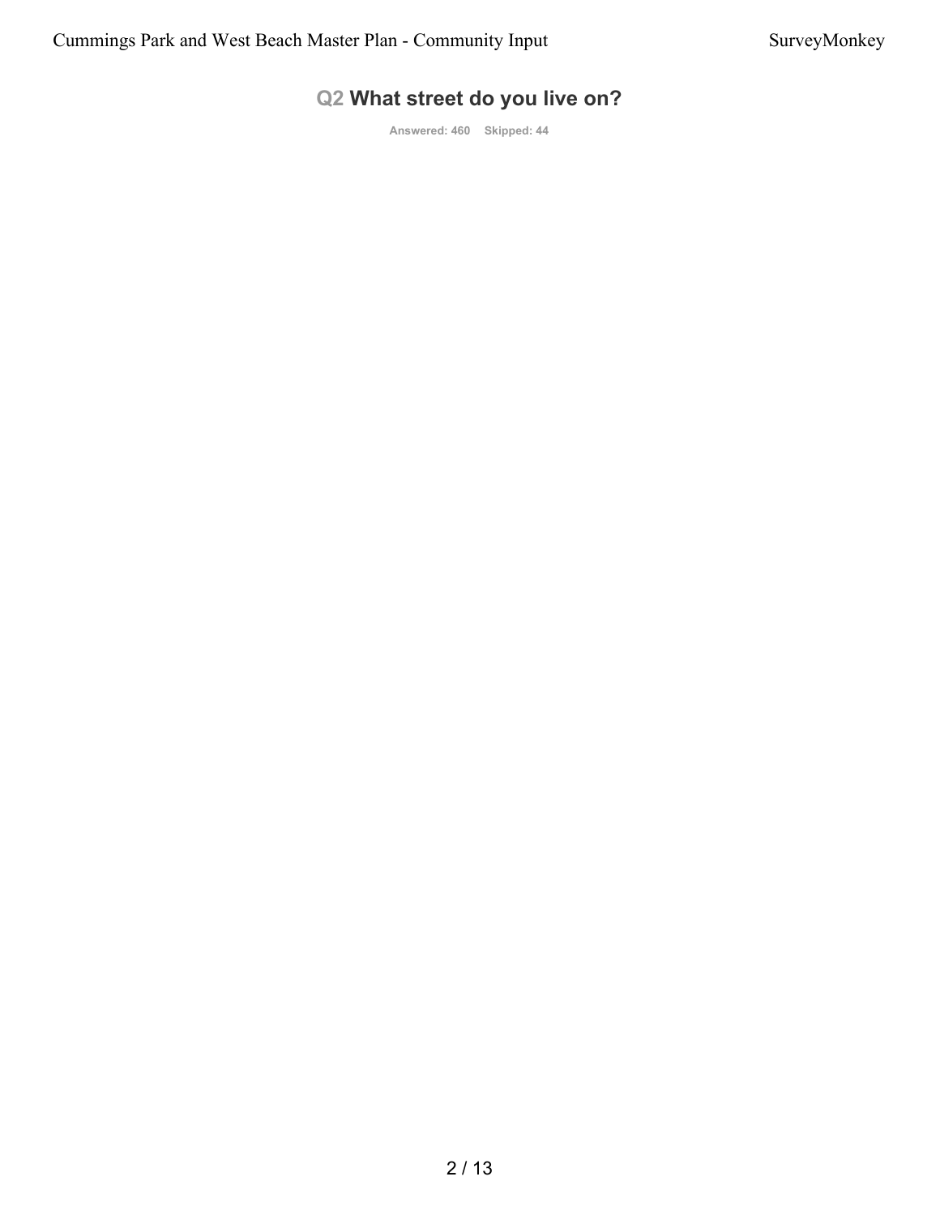## Q2 What street do you live on?

Answered: 460 Skipped: 44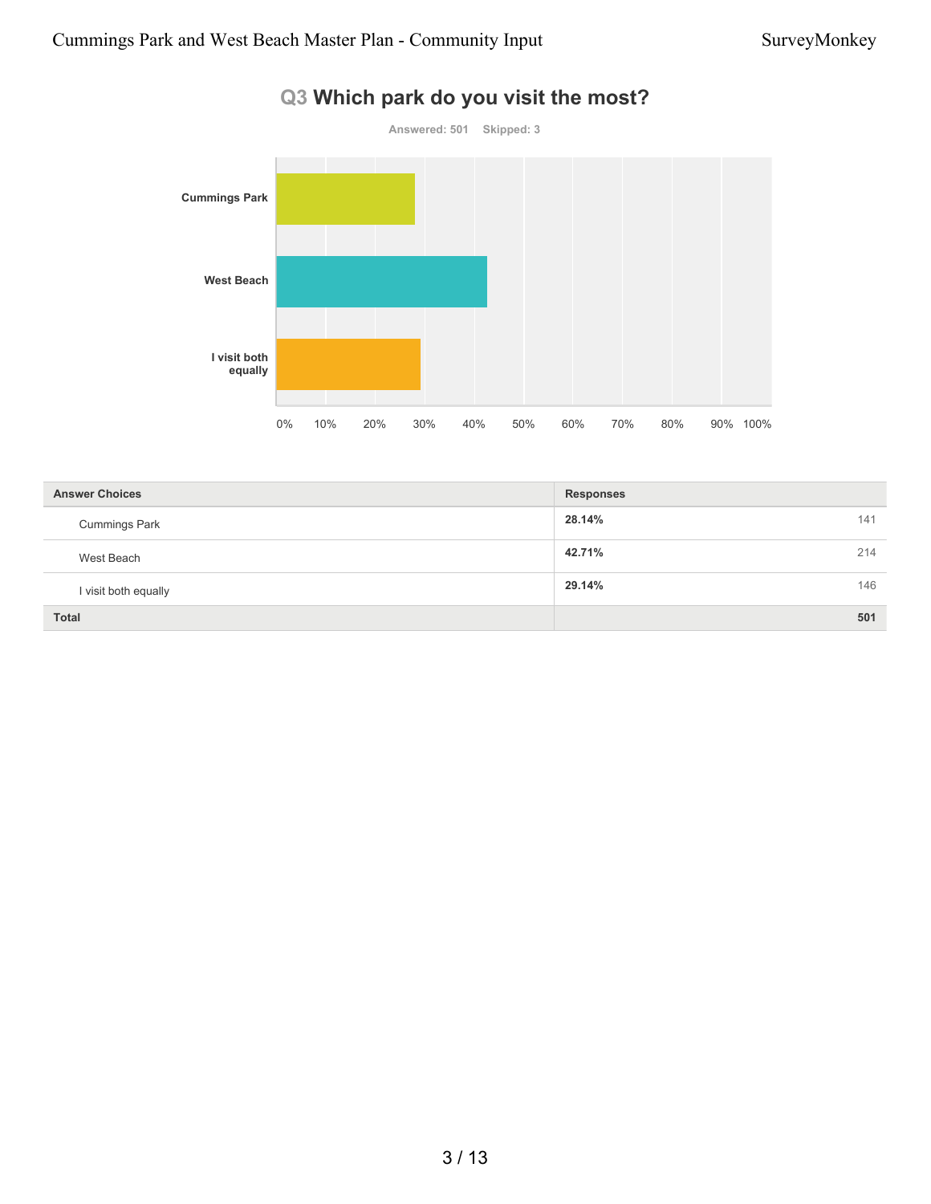## Q3 Which park do you visit the most?

Answered: 501 Skipped: 3

| Answer Choices | Responses | |
|---|---|---|
| Cummings Park | 28.14% | 141 |
| West Beach | 42.71% | 214 |
| I visit both equally | 29.14% | 146 |
| Total | | 501 |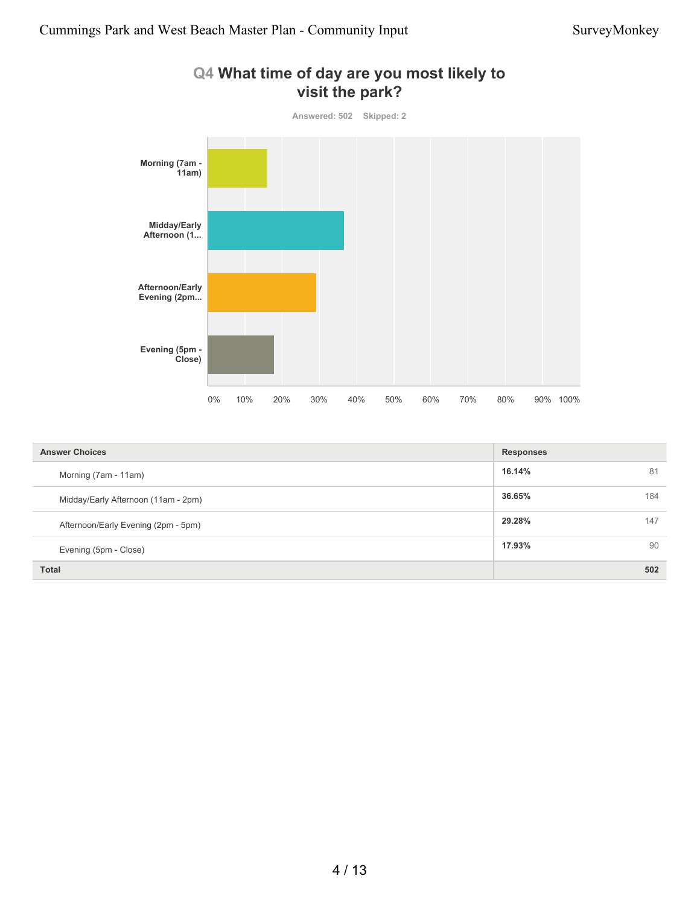## Q4 What time of day are you most likely to visit the park?

Answered: 502 Skipped: 2

| Answer Choices | Responses | |
|---|---|---|
| Morning (7am - 11am) | 16.14% | 81 |
| Midday/Early Afternoon (11am - 2pm) | 36.65% | 184 |
| Afternoon/Early Evening (2pm - 5pm) | 29.28% | 147 |
| Evening (5pm - Close) | 17.93% | 90 |
| **Total** | | **502** |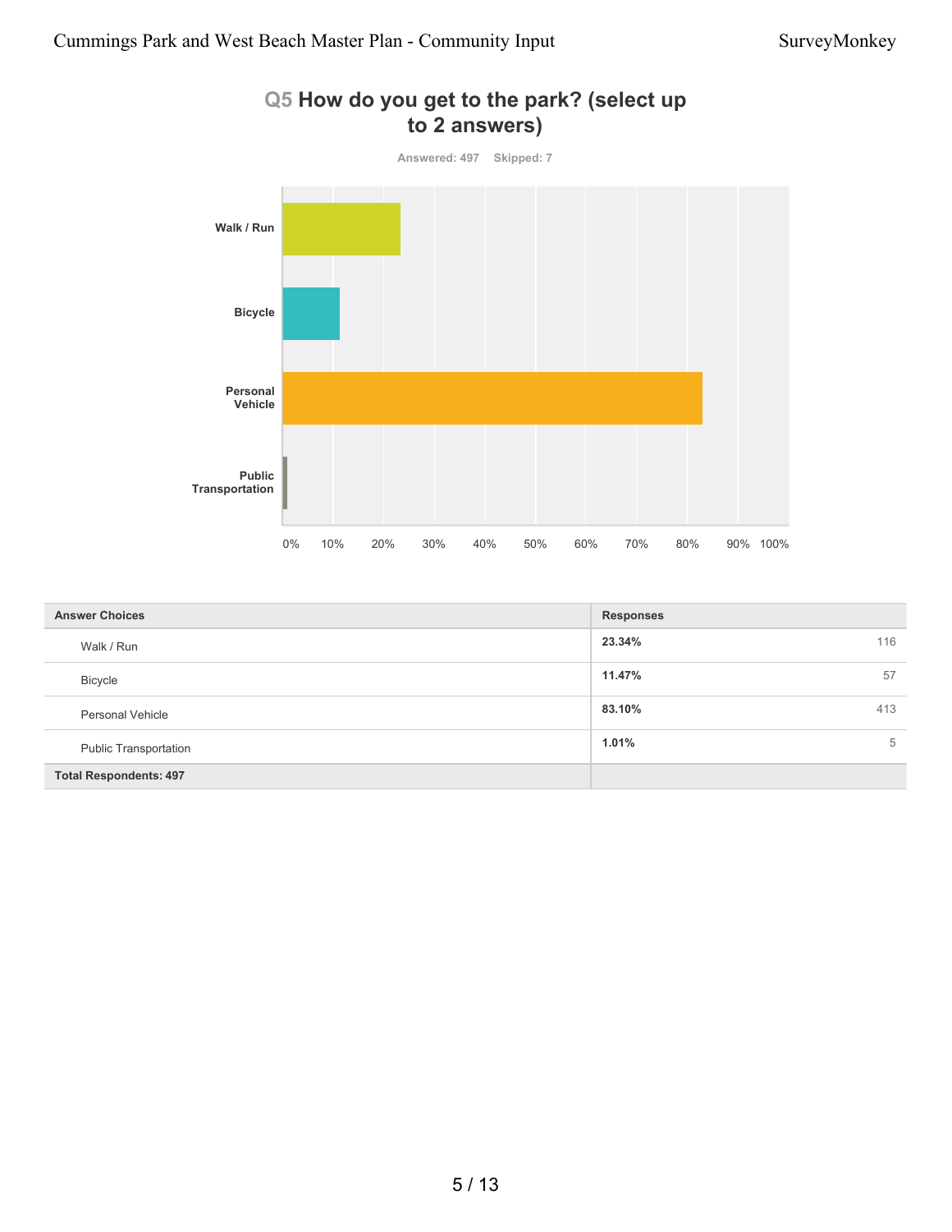## Q5 How do you get to the park? (select up to 2 answers)

Answered: 497 Skipped: 7

| Answer Choices | Responses | |
|---|---|---|
| Walk / Run | 23.34% | 116 |
| Bicycle | 11.47% | 57 |
| Personal Vehicle | 83.10% | 413 |
| Public Transportation | 1.01% | 5 |
| **Total Respondents: 497** | | |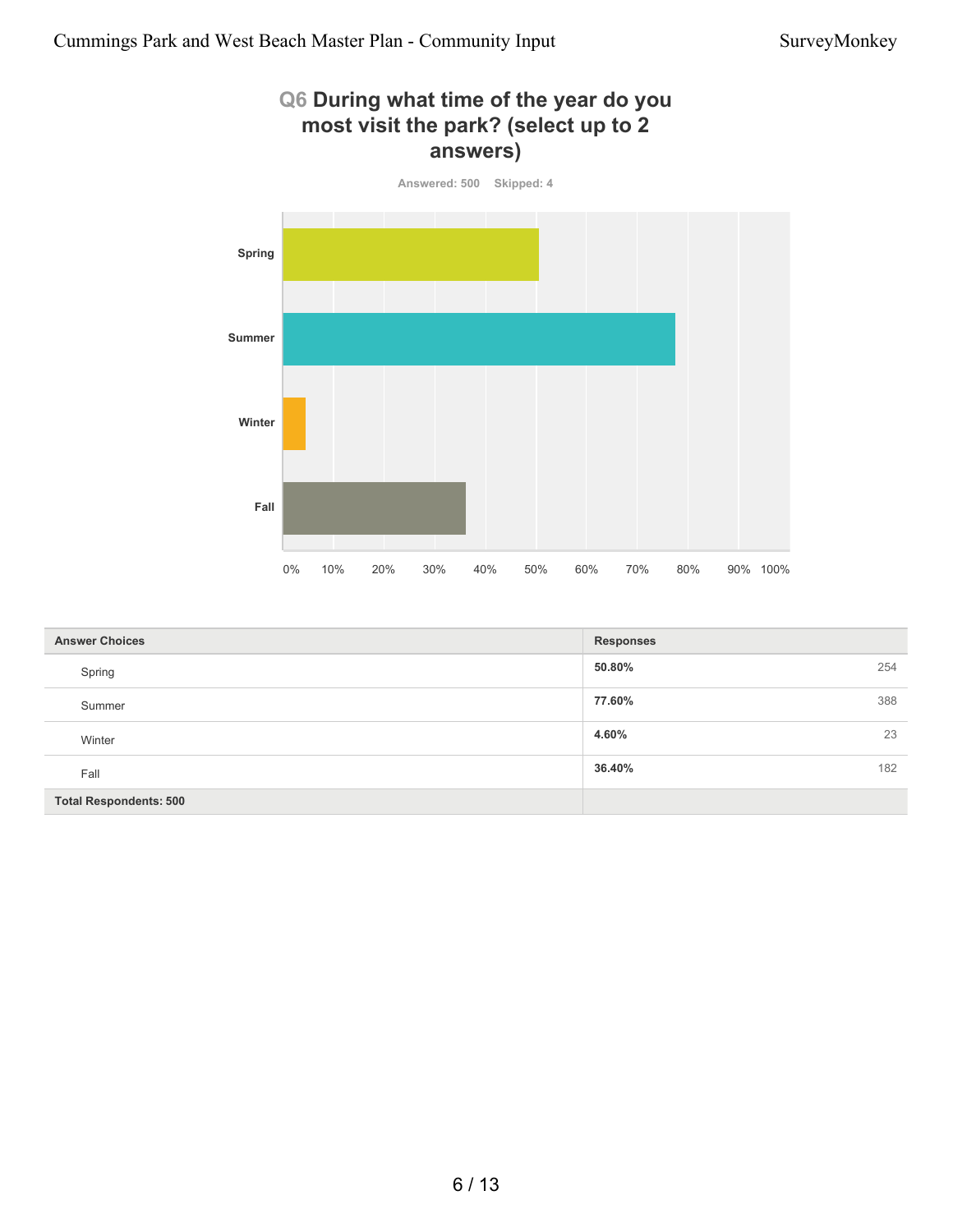## Q6 During what time of the year do you most visit the park? (select up to 2 answers)

Answered: 500 Skipped: 4

| Answer Choices | Responses | |
|---|---|---|
| Spring | 50.80% | 254 |
| Summer | 77.60% | 388 |
| Winter | 4.60% | 23 |
| Fall | 36.40% | 182 |
| **Total Respondents: 500** | | |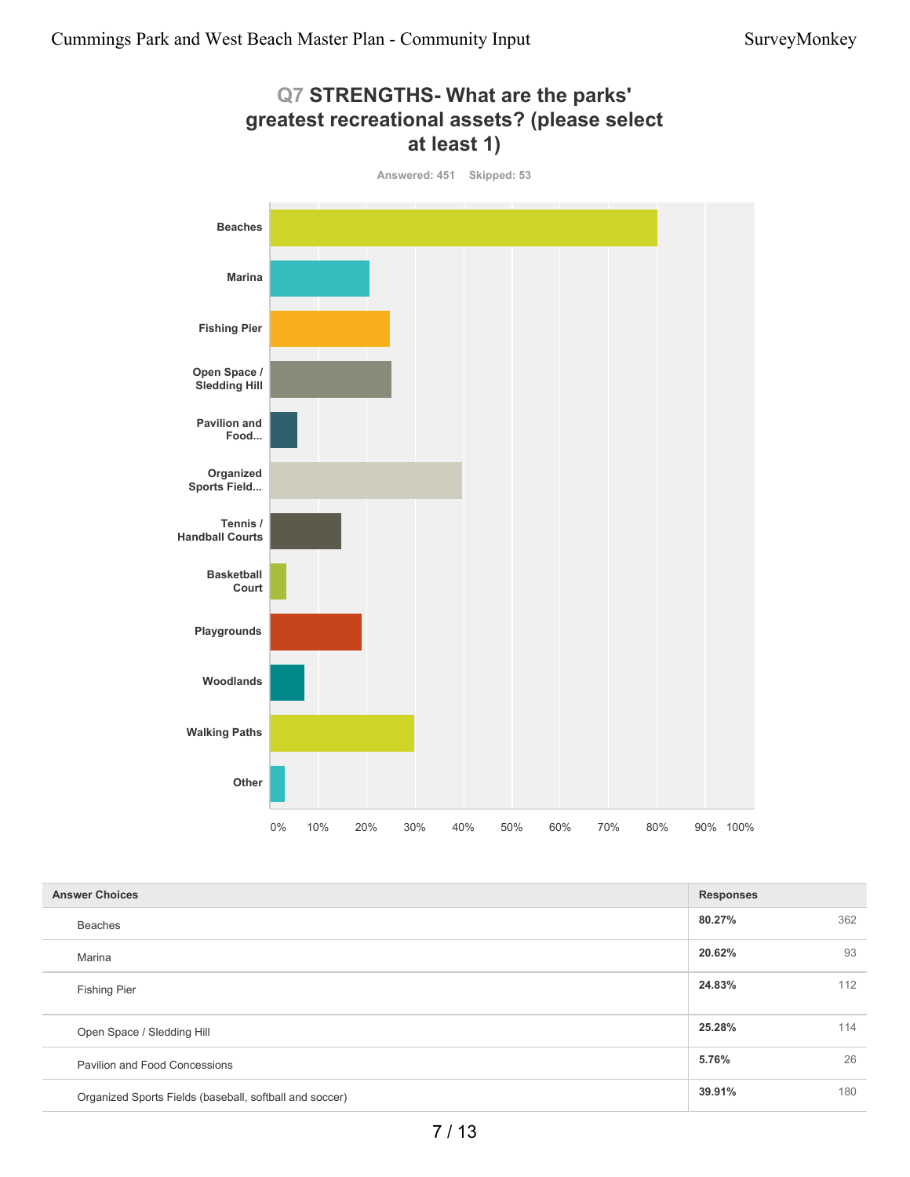## Q7 STRENGTHS- What are the parks' greatest recreational assets? (please select at least 1)

Answered: 451 Skipped: 53

| Answer Choices | Responses | |
|---|---|---|
| Beaches | 80.27% | 362 |
| Marina | 20.62% | 93 |
| Fishing Pier | 24.83% | 112 |
| Open Space / Sledding Hill | 25.28% | 114 |
| Pavilion and Food Concessions | 5.76% | 26 |
| Organized Sports Fields (baseball, softball and soccer) | 39.91% | 180 |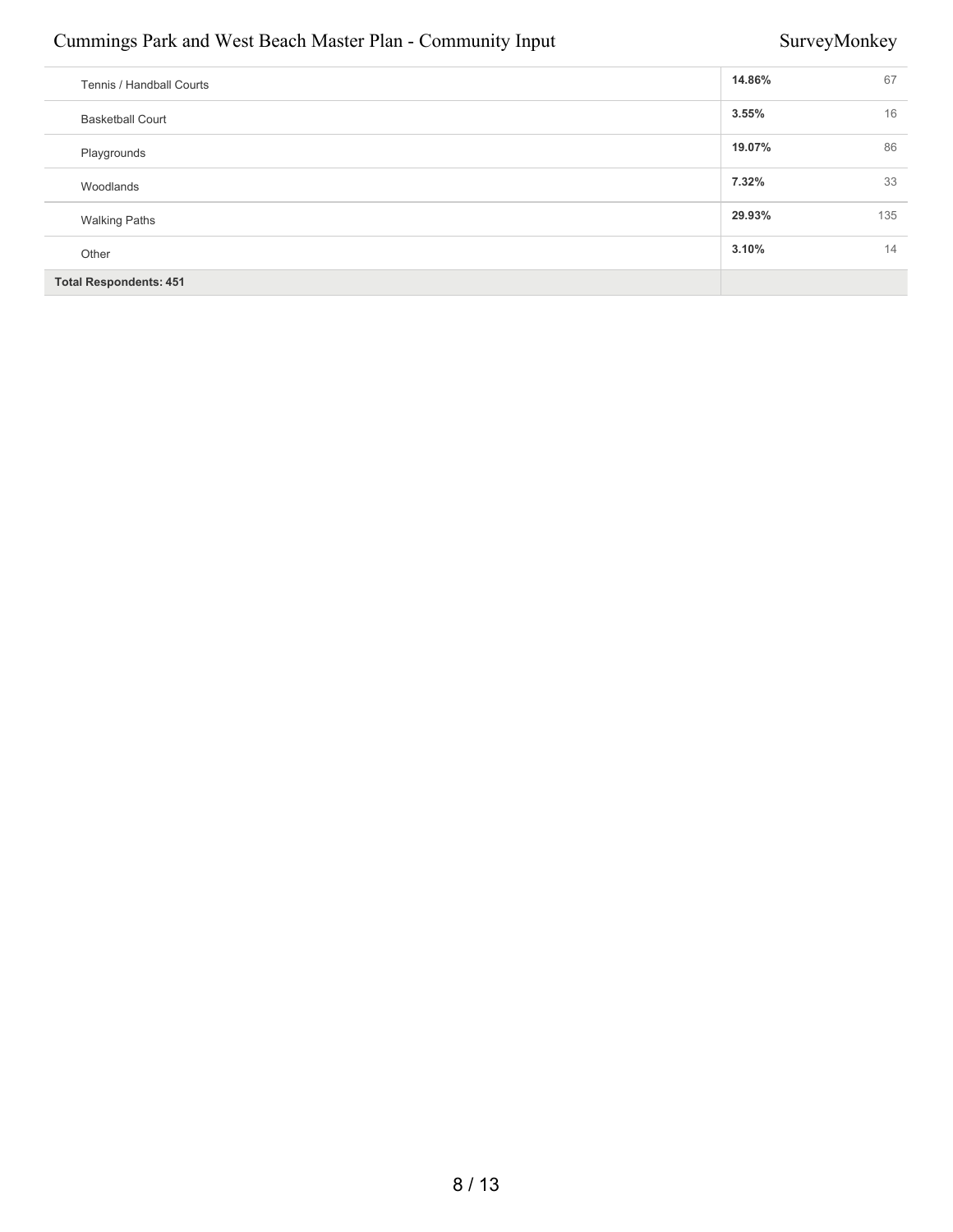| | | |
|---|---|---|
| Tennis / Handball Courts | **14.86%** | 67 |
| Basketball Court | **3.55%** | 16 |
| Playgrounds | **19.07%** | 86 |
| Woodlands | **7.32%** | 33 |
| Walking Paths | **29.93%** | 135 |
| Other | **3.10%** | 14 |
| **Total Respondents: 451** | | |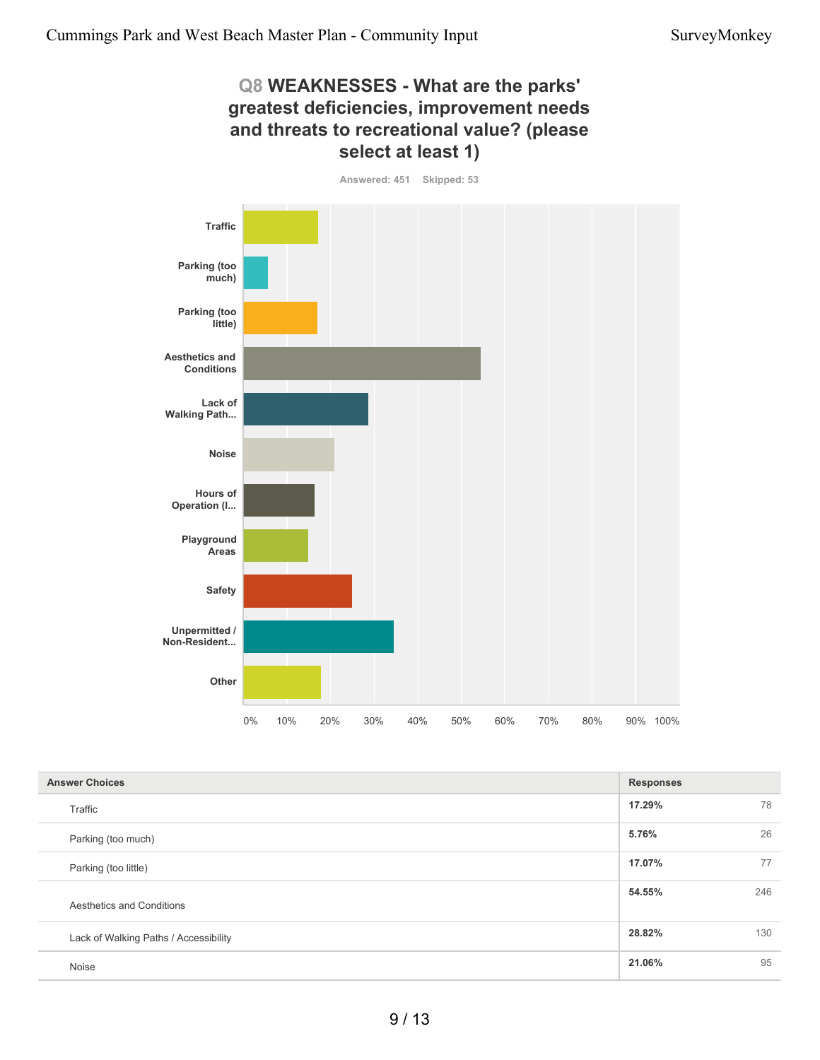## Q8 WEAKNESSES - What are the parks' greatest deficiencies, improvement needs and threats to recreational value? (please select at least 1)

Answered: 451 Skipped: 53

| Answer Choices | Responses | |
|---|---|---|
| Traffic | 17.29% | 78 |
| Parking (too much) | 5.76% | 26 |
| Parking (too little) | 17.07% | 77 |
| Aesthetics and Conditions | 54.55% | 246 |
| Lack of Walking Paths / Accessibility | 28.82% | 130 |
| Noise | 21.06% | 95 |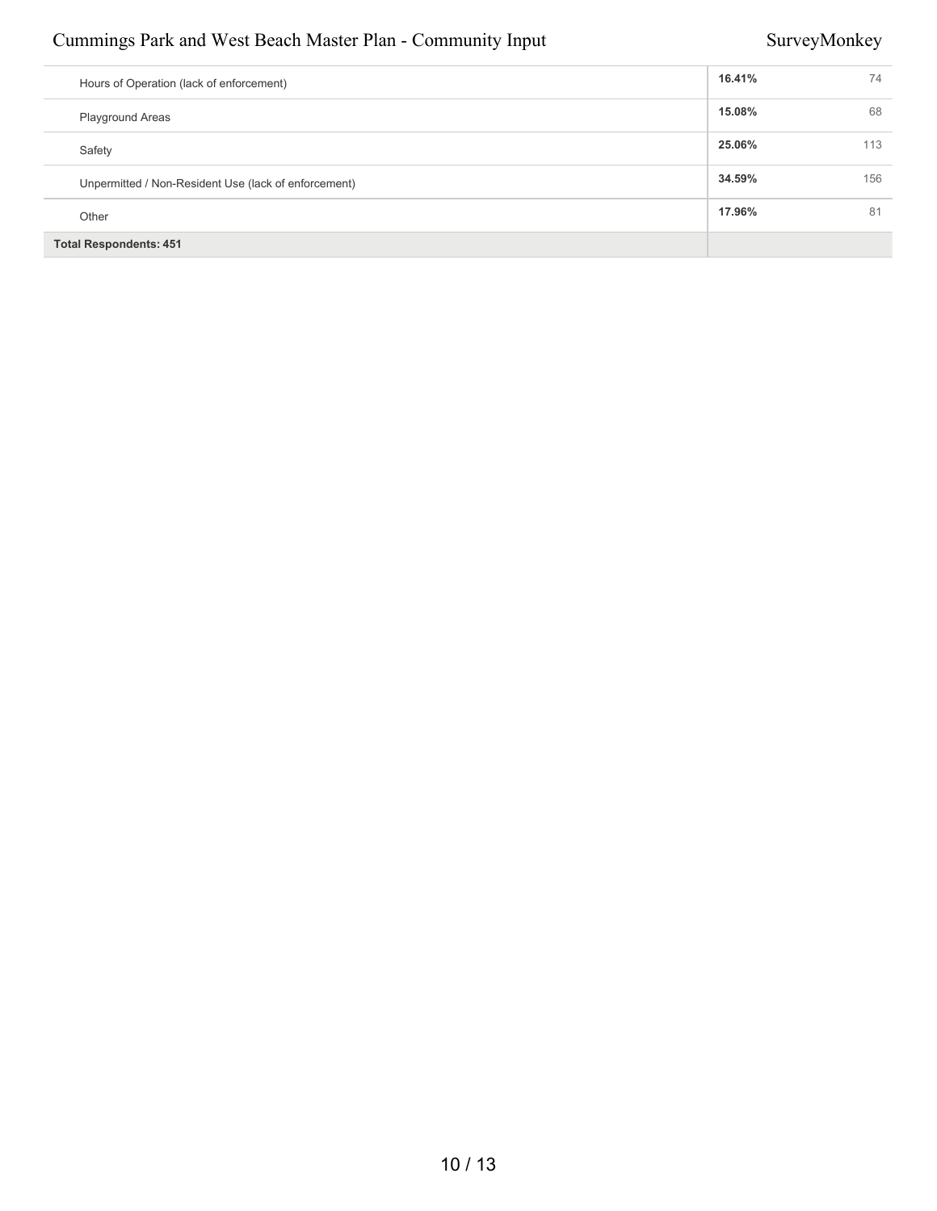| Answer Choices | Responses | |
|---|---|---|
| Hours of Operation (lack of enforcement) | 16.41% | 74 |
| Playground Areas | 15.08% | 68 |
| Safety | 25.06% | 113 |
| Unpermitted / Non-Resident Use (lack of enforcement) | 34.59% | 156 |
| Other | 17.96% | 81 |
| **Total Respondents: 451** | | |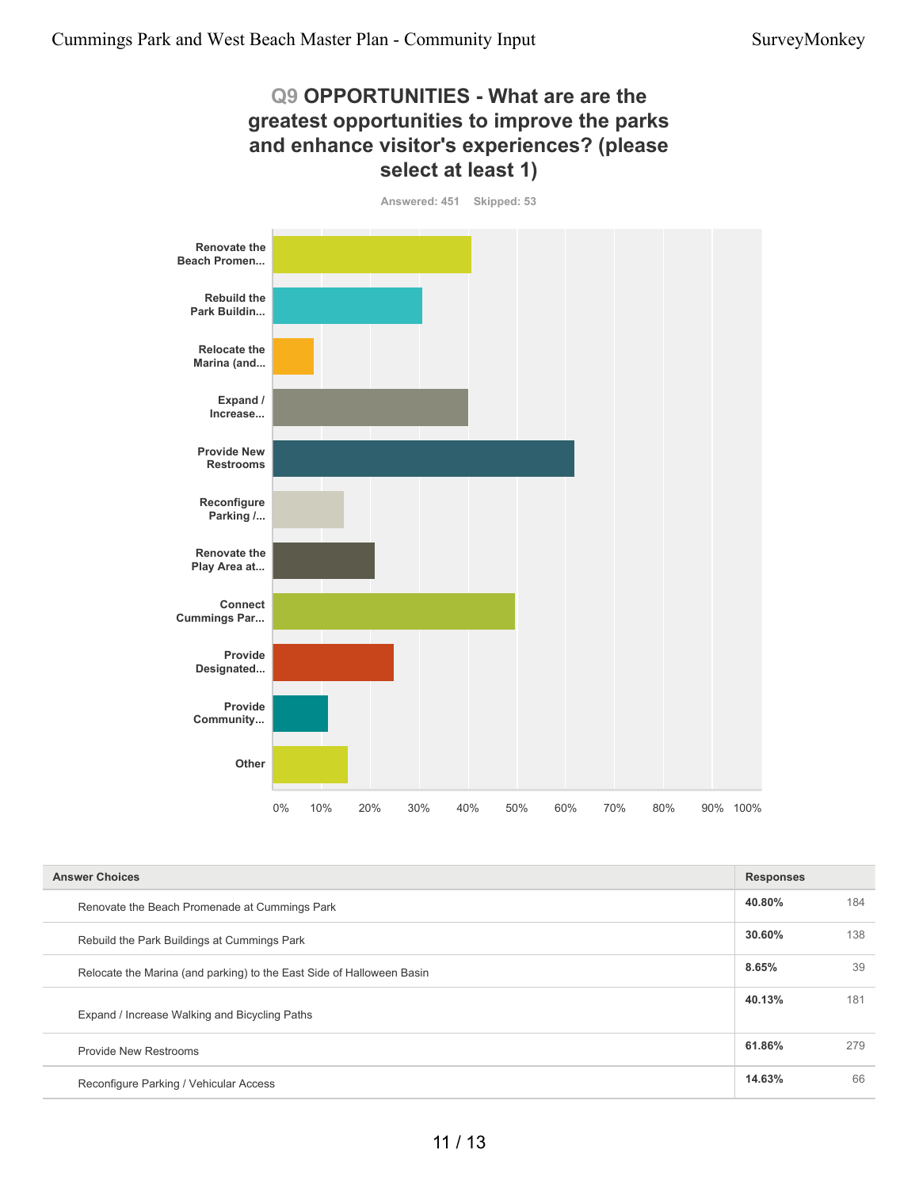## Q9 OPPORTUNITIES - What are are the greatest opportunities to improve the parks and enhance visitor's experiences? (please select at least 1)

Answered: 451 Skipped: 53

| Answer Choices | Responses | |
|---|---|---|
| Renovate the Beach Promenade at Cummings Park | 40.80% | 184 |
| Rebuild the Park Buildings at Cummings Park | 30.60% | 138 |
| Relocate the Marina (and parking) to the East Side of Halloween Basin | 8.65% | 39 |
| Expand / Increase Walking and Bicycling Paths | 40.13% | 181 |
| Provide New Restrooms | 61.86% | 279 |
| Reconfigure Parking / Vehicular Access | 14.63% | 66 |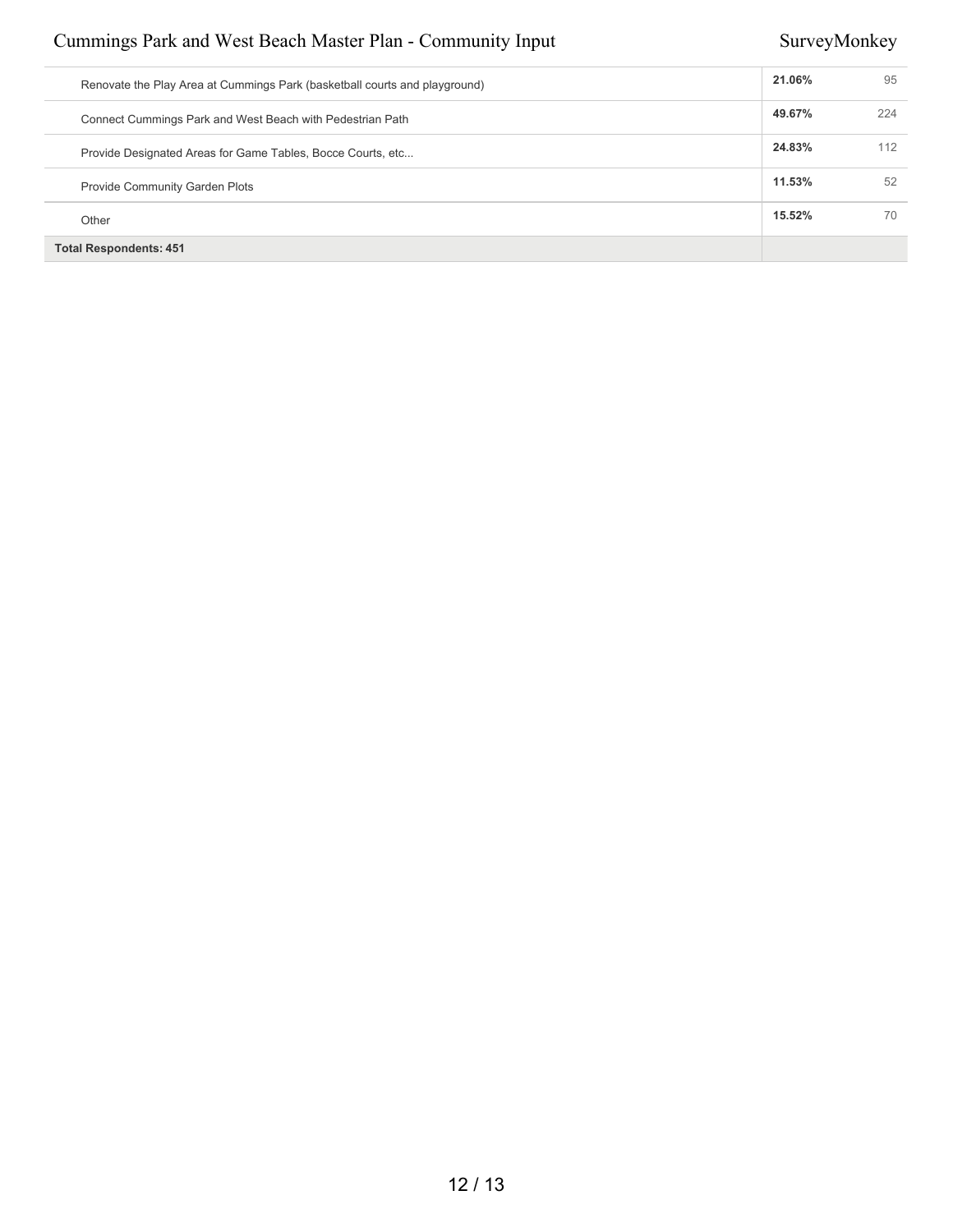| Answer Choices | Responses | |
|---|---|---|
| Renovate the Play Area at Cummings Park (basketball courts and playground) | **21.06%** | 95 |
| Connect Cummings Park and West Beach with Pedestrian Path | **49.67%** | 224 |
| Provide Designated Areas for Game Tables, Bocce Courts, etc... | **24.83%** | 112 |
| Provide Community Garden Plots | **11.53%** | 52 |
| Other | **15.52%** | 70 |
| **Total Respondents: 451** | | |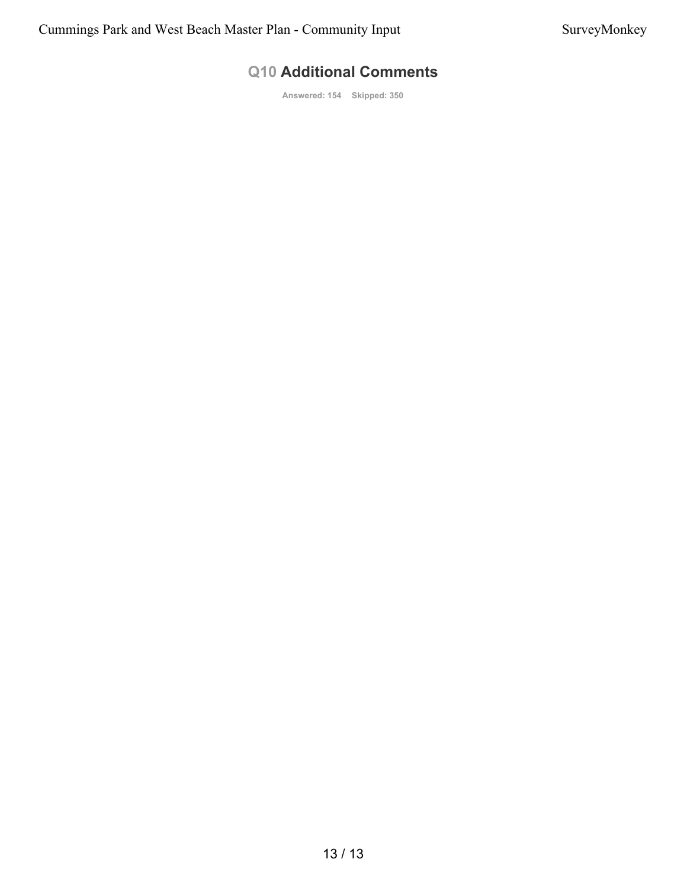## Q10 Additional Comments

Answered: 154 Skipped: 350